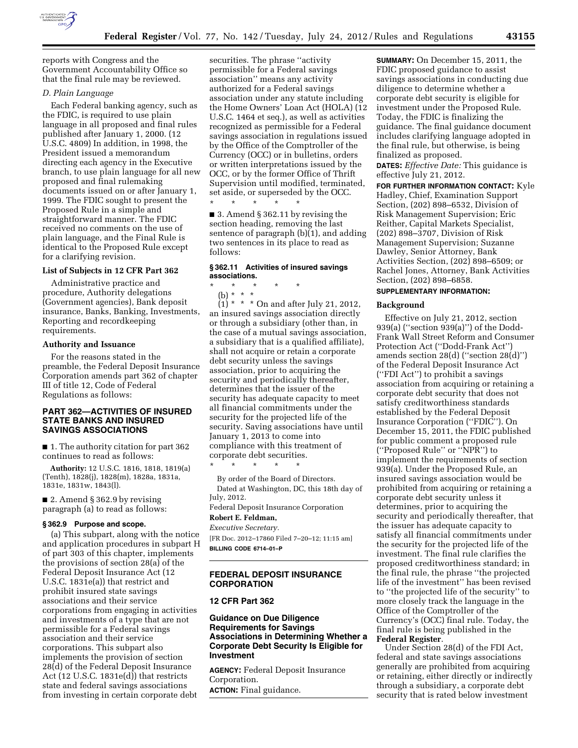reports with Congress and the Government Accountability Office so that the final rule may be reviewed.

*D. Plain Language*

Each Federal banking agency, such as the FDIC, is required to use plain language in all proposed and final rules published after January 1, 2000. (12 U.S.C. 4809) In addition, in 1998, the President issued a memorandum directing each agency in the Executive branch, to use plain language for all new proposed and final rulemaking documents issued on or after January 1, 1999. The FDIC sought to present the Proposed Rule in a simple and straightforward manner. The FDIC received no comments on the use of plain language, and the Final Rule is identical to the Proposed Rule except for a clarifying revision.

**List of Subjects in 12 CFR Part 362**

Administrative practice and procedure, Authority delegations (Government agencies), Bank deposit insurance, Banks, Banking, Investments, Reporting and recordkeeping requirements.

**Authority and Issuance**

For the reasons stated in the preamble, the Federal Deposit Insurance Corporation amends part 362 of chapter III of title 12, Code of Federal Regulations as follows:

## PART 362—ACTIVITIES OF INSURED STATE BANKS AND INSURED SAVINGS ASSOCIATIONS

■ 1. The authority citation for part 362 continues to read as follows:

**Authority:** 12 U.S.C. 1816, 1818, 1819(a) (Tenth), 1828(j), 1828(m), 1828a, 1831a, 1831e, 1831w, 1843(l).

■ 2. Amend § 362.9 by revising paragraph (a) to read as follows:

**§ 362.9 Purpose and scope.**

(a) This subpart, along with the notice and application procedures in subpart H of part 303 of this chapter, implements the provisions of section 28(a) of the Federal Deposit Insurance Act (12 U.S.C. 1831e(a)) that restrict and prohibit insured state savings associations and their service corporations from engaging in activities and investments of a type that are not permissible for a Federal savings association and their service corporations. This subpart also implements the provision of section 28(d) of the Federal Deposit Insurance Act (12 U.S.C. 1831e(d)) that restricts state and federal savings associations from investing in certain corporate debt securities. The phrase ''activity permissible for a Federal savings association'' means any activity authorized for a Federal savings association under any statute including the Home Owners' Loan Act (HOLA) (12 U.S.C. 1464 et seq.), as well as activities recognized as permissible for a Federal savings association in regulations issued by the Office of the Comptroller of the Currency (OCC) or in bulletins, orders or written interpretations issued by the OCC, or by the former Office of Thrift Supervision until modified, terminated, set aside, or superseded by the OCC.

\* \* \* \* \*

■ 3. Amend § 362.11 by revising the section heading, removing the last sentence of paragraph (b)(1), and adding two sentences in its place to read as follows:

**§ 362.11 Activities of insured savings associations.**

\* \* \* \* \*

(b) \* \* \*

(1) \* \* \* On and after July 21, 2012, an insured savings association directly or through a subsidiary (other than, in the case of a mutual savings association, a subsidiary that is a qualified affiliate), shall not acquire or retain a corporate debt security unless the savings association, prior to acquiring the security and periodically thereafter, determines that the issuer of the security has adequate capacity to meet all financial commitments under the security for the projected life of the security. Saving associations have until January 1, 2013 to come into compliance with this treatment of corporate debt securities.

\* \* \* \* \*

By order of the Board of Directors.

Dated at Washington, DC, this 18th day of July, 2012.

Federal Deposit Insurance Corporation

**Robert E. Feldman,**

*Executive Secretary.*

[FR Doc. 2012–17860 Filed 7–20–12; 11:15 am]

**BILLING CODE 6714–01–P**

## FEDERAL DEPOSIT INSURANCE CORPORATION

### 12 CFR Part 362

### Guidance on Due Diligence Requirements for Savings Associations in Determining Whether a Corporate Debt Security Is Eligible for Investment

**AGENCY:** Federal Deposit Insurance Corporation.

**ACTION:** Final guidance.

**SUMMARY:** On December 15, 2011, the FDIC proposed guidance to assist savings associations in conducting due diligence to determine whether a corporate debt security is eligible for investment under the Proposed Rule. Today, the FDIC is finalizing the guidance. The final guidance document includes clarifying language adopted in the final rule, but otherwise, is being finalized as proposed.

**DATES:** *Effective Date:* This guidance is effective July 21, 2012.

**FOR FURTHER INFORMATION CONTACT:** Kyle Hadley, Chief, Examination Support Section, (202) 898–6532, Division of Risk Management Supervision; Eric Reither, Capital Markets Specialist, (202) 898–3707, Division of Risk Management Supervision; Suzanne Dawley, Senior Attorney, Bank Activities Section, (202) 898–6509; or Rachel Jones, Attorney, Bank Activities Section, (202) 898–6858.

**SUPPLEMENTARY INFORMATION:**

**Background**

Effective on July 21, 2012, section 939(a) (''section 939(a)'') of the Dodd-Frank Wall Street Reform and Consumer Protection Act (''Dodd-Frank Act'') amends section 28(d) (''section 28(d)'') of the Federal Deposit Insurance Act (''FDI Act'') to prohibit a savings association from acquiring or retaining a corporate debt security that does not satisfy creditworthiness standards established by the Federal Deposit Insurance Corporation (''FDIC''). On December 15, 2011, the FDIC published for public comment a proposed rule (''Proposed Rule'' or ''NPR'') to implement the requirements of section 939(a). Under the Proposed Rule, an insured savings association would be prohibited from acquiring or retaining a corporate debt security unless it determines, prior to acquiring the security and periodically thereafter, that the issuer has adequate capacity to satisfy all financial commitments under the security for the projected life of the investment. The final rule clarifies the proposed creditworthiness standard; in the final rule, the phrase ''the projected life of the investment'' has been revised to ''the projected life of the security'' to more closely track the language in the Office of the Comptroller of the Currency's (OCC) final rule. Today, the final rule is being published in the **Federal Register**.

Under Section 28(d) of the FDI Act, federal and state savings associations generally are prohibited from acquiring or retaining, either directly or indirectly through a subsidiary, a corporate debt security that is rated below investment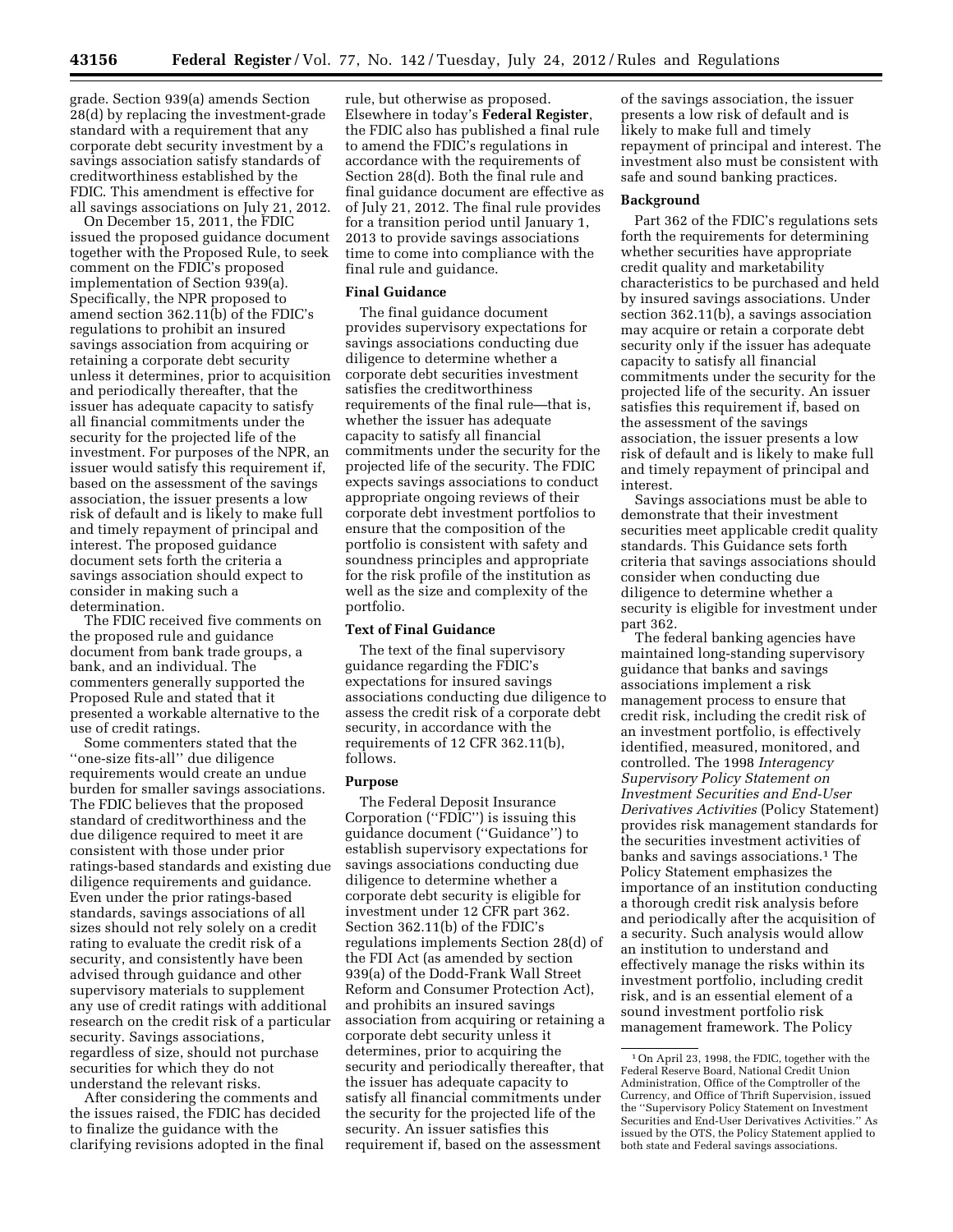grade. Section 939(a) amends Section 28(d) by replacing the investment-grade standard with a requirement that any corporate debt security investment by a savings association satisfy standards of creditworthiness established by the FDIC. This amendment is effective for all savings associations on July 21, 2012.

On December 15, 2011, the FDIC issued the proposed guidance document together with the Proposed Rule, to seek comment on the FDIC's proposed implementation of Section 939(a). Specifically, the NPR proposed to amend section 362.11(b) of the FDIC's regulations to prohibit an insured savings association from acquiring or retaining a corporate debt security unless it determines, prior to acquisition and periodically thereafter, that the issuer has adequate capacity to satisfy all financial commitments under the security for the projected life of the investment. For purposes of the NPR, an issuer would satisfy this requirement if, based on the assessment of the savings association, the issuer presents a low risk of default and is likely to make full and timely repayment of principal and interest. The proposed guidance document sets forth the criteria a savings association should expect to consider in making such a determination.

The FDIC received five comments on the proposed rule and guidance document from bank trade groups, a bank, and an individual. The commenters generally supported the Proposed Rule and stated that it presented a workable alternative to the use of credit ratings.

Some commenters stated that the "one-size fits-all" due diligence requirements would create an undue burden for smaller savings associations. The FDIC believes that the proposed standard of creditworthiness and the due diligence required to meet it are consistent with those under prior ratings-based standards and existing due diligence requirements and guidance. Even under the prior ratings-based standards, savings associations of all sizes should not rely solely on a credit rating to evaluate the credit risk of a security, and consistently have been advised through guidance and other supervisory materials to supplement any use of credit ratings with additional research on the credit risk of a particular security. Savings associations, regardless of size, should not purchase securities for which they do not understand the relevant risks.

After considering the comments and the issues raised, the FDIC has decided to finalize the guidance with the clarifying revisions adopted in the final rule, but otherwise as proposed. Elsewhere in today's **Federal Register**, the FDIC also has published a final rule to amend the FDIC's regulations in accordance with the requirements of Section 28(d). Both the final rule and final guidance document are effective as of July 21, 2012. The final rule provides for a transition period until January 1, 2013 to provide savings associations time to come into compliance with the final rule and guidance.

## Final Guidance

The final guidance document provides supervisory expectations for savings associations conducting due diligence to determine whether a corporate debt securities investment satisfies the creditworthiness requirements of the final rule—that is, whether the issuer has adequate capacity to satisfy all financial commitments under the security for the projected life of the security. The FDIC expects savings associations to conduct appropriate ongoing reviews of their corporate debt investment portfolios to ensure that the composition of the portfolio is consistent with safety and soundness principles and appropriate for the risk profile of the institution as well as the size and complexity of the portfolio.

## Text of Final Guidance

The text of the final supervisory guidance regarding the FDIC's expectations for insured savings associations conducting due diligence to assess the credit risk of a corporate debt security, in accordance with the requirements of 12 CFR 362.11(b), follows.

## Purpose

The Federal Deposit Insurance Corporation ("FDIC") is issuing this guidance document ("Guidance") to establish supervisory expectations for savings associations conducting due diligence to determine whether a corporate debt security is eligible for investment under 12 CFR part 362. Section 362.11(b) of the FDIC's regulations implements Section 28(d) of the FDI Act (as amended by section 939(a) of the Dodd-Frank Wall Street Reform and Consumer Protection Act), and prohibits an insured savings association from acquiring or retaining a corporate debt security unless it determines, prior to acquiring the security and periodically thereafter, that the issuer has adequate capacity to satisfy all financial commitments under the security for the projected life of the security. An issuer satisfies this requirement if, based on the assessment of the savings association, the issuer presents a low risk of default and is likely to make full and timely repayment of principal and interest. The investment also must be consistent with safe and sound banking practices.

## Background

Part 362 of the FDIC's regulations sets forth the requirements for determining whether securities have appropriate credit quality and marketability characteristics to be purchased and held by insured savings associations. Under section 362.11(b), a savings association may acquire or retain a corporate debt security only if the issuer has adequate capacity to satisfy all financial commitments under the security for the projected life of the security. An issuer satisfies this requirement if, based on the assessment of the savings association, the issuer presents a low risk of default and is likely to make full and timely repayment of principal and interest.

Savings associations must be able to demonstrate that their investment securities meet applicable credit quality standards. This Guidance sets forth criteria that savings associations should consider when conducting due diligence to determine whether a security is eligible for investment under part 362.

The federal banking agencies have maintained long-standing supervisory guidance that banks and savings associations implement a risk management process to ensure that credit risk, including the credit risk of an investment portfolio, is effectively identified, measured, monitored, and controlled. The 1998 *Interagency Supervisory Policy Statement on Investment Securities and End-User Derivatives Activities* (Policy Statement) provides risk management standards for the securities investment activities of banks and savings associations.[1] The Policy Statement emphasizes the importance of an institution conducting a thorough credit risk analysis before and periodically after the acquisition of a security. Such analysis would allow an institution to understand and effectively manage the risks within its investment portfolio, including credit risk, and is an essential element of a sound investment portfolio risk management framework. The Policy

[1] On April 23, 1998, the FDIC, together with the Federal Reserve Board, National Credit Union Administration, Office of the Comptroller of the Currency, and Office of Thrift Supervision, issued the "Supervisory Policy Statement on Investment Securities and End-User Derivatives Activities." As issued by the OTS, the Policy Statement applied to both state and Federal savings associations.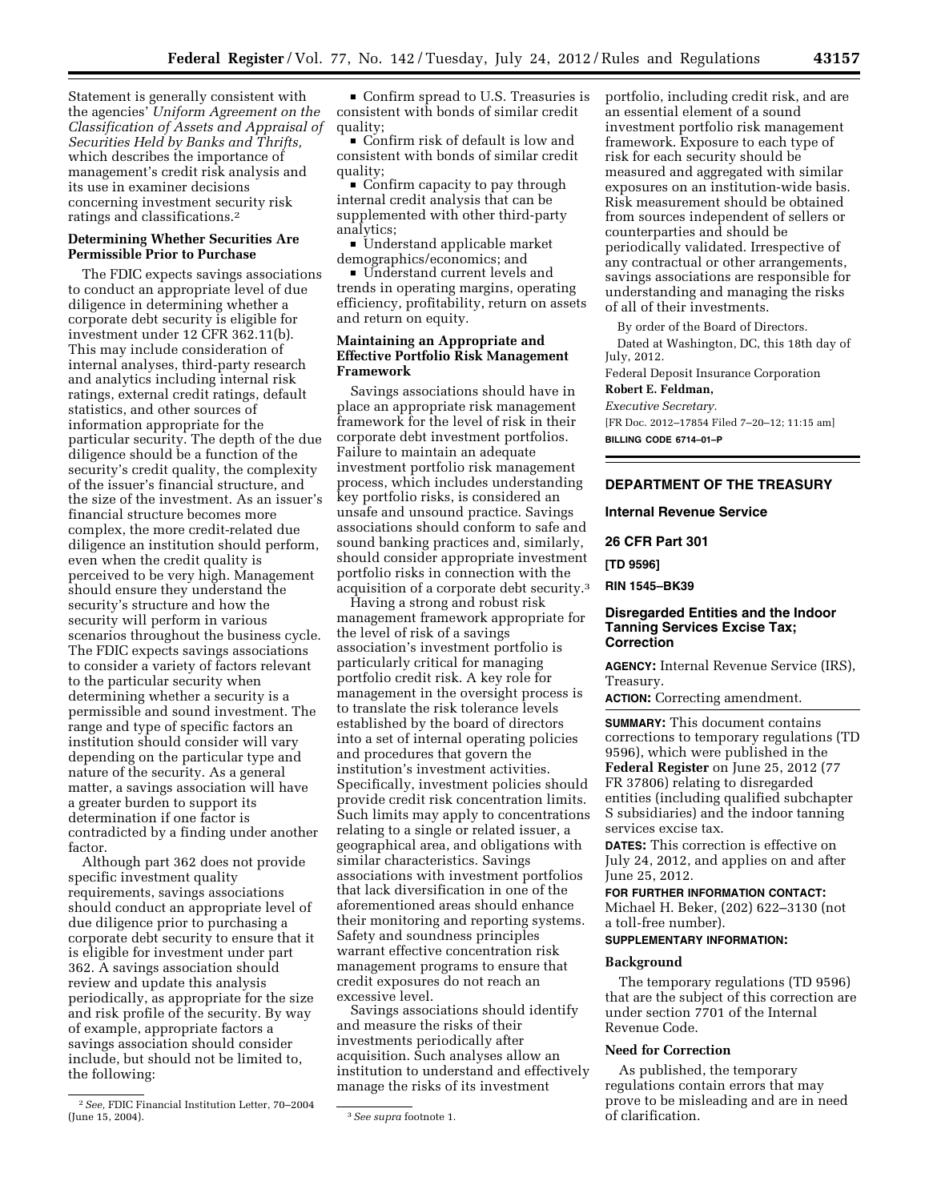Statement is generally consistent with the agencies' *Uniform Agreement on the Classification of Assets and Appraisal of Securities Held by Banks and Thrifts,* which describes the importance of management's credit risk analysis and its use in examiner decisions concerning investment security risk ratings and classifications.[2]

## Determining Whether Securities Are Permissible Prior to Purchase

The FDIC expects savings associations to conduct an appropriate level of due diligence in determining whether a corporate debt security is eligible for investment under 12 CFR 362.11(b). This may include consideration of internal analyses, third-party research and analytics including internal risk ratings, external credit ratings, default statistics, and other sources of information appropriate for the particular security. The depth of the due diligence should be a function of the security's credit quality, the complexity of the issuer's financial structure, and the size of the investment. As an issuer's financial structure becomes more complex, the more credit-related due diligence an institution should perform, even when the credit quality is perceived to be very high. Management should ensure they understand the security's structure and how the security will perform in various scenarios throughout the business cycle. The FDIC expects savings associations to consider a variety of factors relevant to the particular security when determining whether a security is a permissible and sound investment. The range and type of specific factors an institution should consider will vary depending on the particular type and nature of the security. As a general matter, a savings association will have a greater burden to support its determination if one factor is contradicted by a finding under another factor.

Although part 362 does not provide specific investment quality requirements, savings associations should conduct an appropriate level of due diligence prior to purchasing a corporate debt security to ensure that it is eligible for investment under part 362. A savings association should review and update this analysis periodically, as appropriate for the size and risk profile of the security. By way of example, appropriate factors a savings association should consider include, but should not be limited to, the following:

- Confirm spread to U.S. Treasuries is consistent with bonds of similar credit quality;
- Confirm risk of default is low and consistent with bonds of similar credit quality;
- Confirm capacity to pay through internal credit analysis that can be supplemented with other third-party analytics;
- Understand applicable market demographics/economics; and
- Understand current levels and trends in operating margins, operating efficiency, profitability, return on assets and return on equity.

## Maintaining an Appropriate and Effective Portfolio Risk Management Framework

Savings associations should have in place an appropriate risk management framework for the level of risk in their corporate debt investment portfolios. Failure to maintain an adequate investment portfolio risk management process, which includes understanding key portfolio risks, is considered an unsafe and unsound practice. Savings associations should conform to safe and sound banking practices and, similarly, should consider appropriate investment portfolio risks in connection with the acquisition of a corporate debt security.[3]

Having a strong and robust risk management framework appropriate for the level of risk of a savings association's investment portfolio is particularly critical for managing portfolio credit risk. A key role for management in the oversight process is to translate the risk tolerance levels established by the board of directors into a set of internal operating policies and procedures that govern the institution's investment activities. Specifically, investment policies should provide credit risk concentration limits. Such limits may apply to concentrations relating to a single or related issuer, a geographical area, and obligations with similar characteristics. Savings associations with investment portfolios that lack diversification in one of the aforementioned areas should enhance their monitoring and reporting systems. Safety and soundness principles warrant effective concentration risk management programs to ensure that credit exposures do not reach an excessive level.

Savings associations should identify and measure the risks of their investments periodically after acquisition. Such analyses allow an institution to understand and effectively manage the risks of its investment portfolio, including credit risk, and are an essential element of a sound investment portfolio risk management framework. Exposure to each type of risk for each security should be measured and aggregated with similar exposures on an institution-wide basis. Risk measurement should be obtained from sources independent of sellers or counterparties and should be periodically validated. Irrespective of any contractual or other arrangements, savings associations are responsible for understanding and managing the risks of all of their investments.

By order of the Board of Directors.

Dated at Washington, DC, this 18th day of July, 2012.

Federal Deposit Insurance Corporation

**Robert E. Feldman,**

*Executive Secretary.*

[FR Doc. 2012–17854 Filed 7–20–12; 11:15 am]

**BILLING CODE 6714–01–P**

[2] *See,* FDIC Financial Institution Letter, 70–2004 (June 15, 2004).

[3] *See supra* footnote 1.

---

# DEPARTMENT OF THE TREASURY

## Internal Revenue Service

## 26 CFR Part 301

**[TD 9596]**

**RIN 1545–BK39**

## Disregarded Entities and the Indoor Tanning Services Excise Tax; Correction

**AGENCY:** Internal Revenue Service (IRS), Treasury.

**ACTION:** Correcting amendment.

**SUMMARY:** This document contains corrections to temporary regulations (TD 9596), which were published in the **Federal Register** on June 25, 2012 (77 FR 37806) relating to disregarded entities (including qualified subchapter S subsidiaries) and the indoor tanning services excise tax.

**DATES:** This correction is effective on July 24, 2012, and applies on and after June 25, 2012.

**FOR FURTHER INFORMATION CONTACT:** Michael H. Beker, (202) 622–3130 (not a toll-free number).

**SUPPLEMENTARY INFORMATION:**

### Background

The temporary regulations (TD 9596) that are the subject of this correction are under section 7701 of the Internal Revenue Code.

### Need for Correction

As published, the temporary regulations contain errors that may prove to be misleading and are in need of clarification.